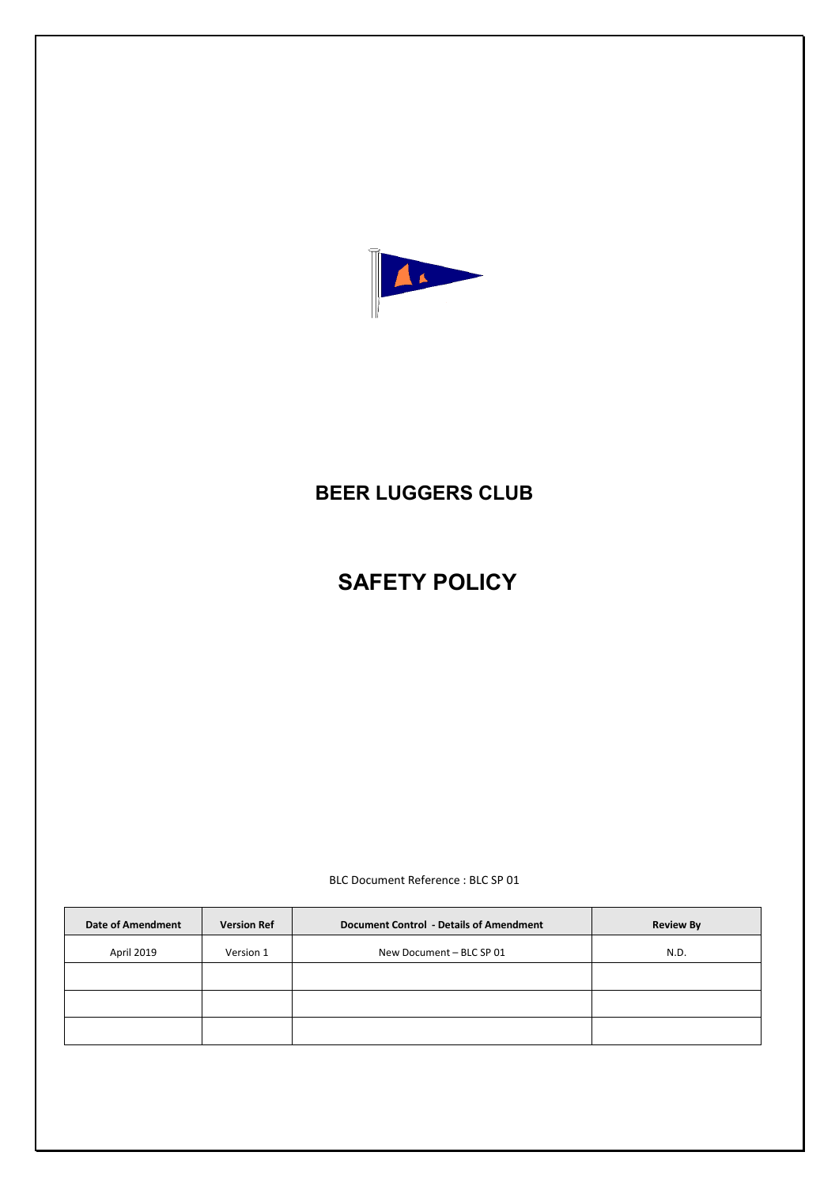# BEER LUGGERS CLUB

# SAFETY POLICY

BLC Document Reference : BLC SP 01

| Date of Amendment | Version Ref | Document Control - Details of Amendment | Review By |
|---|---|---|---|
| April 2019 | Version 1 | New Document – BLC SP 01 | N.D. |
| | | | |
| | | | |
| | | | |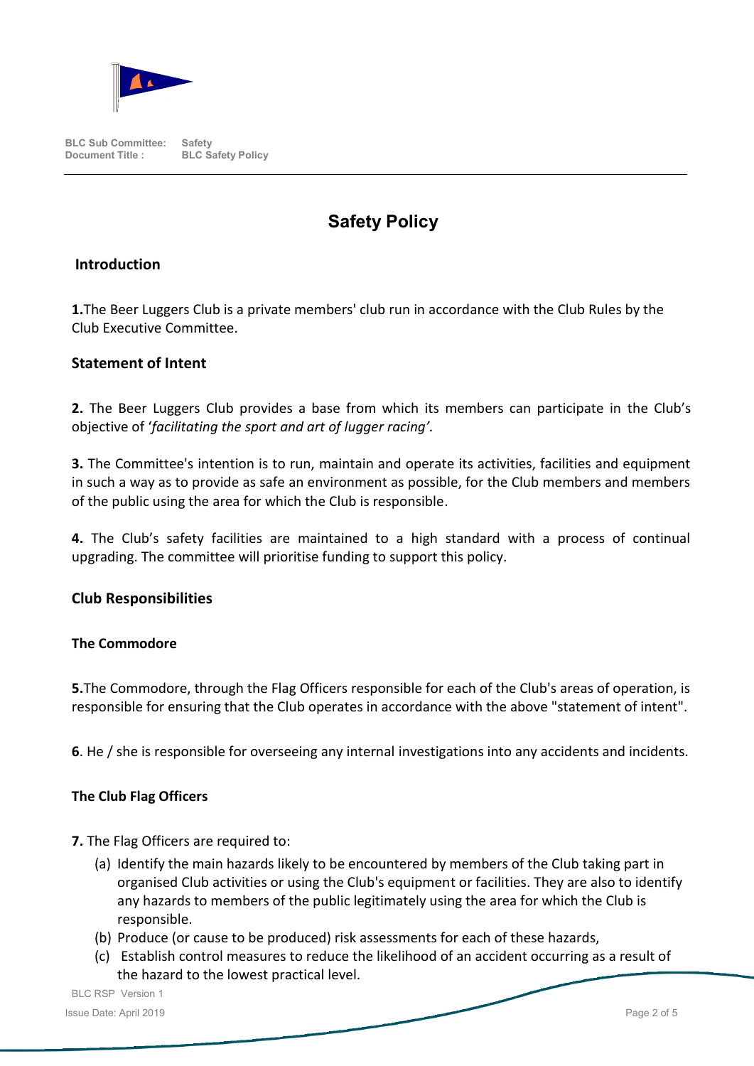# Safety Policy

## Introduction

**1.**The Beer Luggers Club is a private members' club run in accordance with the Club Rules by the Club Executive Committee.

## Statement of Intent

**2.** The Beer Luggers Club provides a base from which its members can participate in the Club's objective of '*facilitating the sport and art of lugger racing'*.

**3.** The Committee's intention is to run, maintain and operate its activities, facilities and equipment in such a way as to provide as safe an environment as possible, for the Club members and members of the public using the area for which the Club is responsible.

**4.** The Club's safety facilities are maintained to a high standard with a process of continual upgrading. The committee will prioritise funding to support this policy.

## Club Responsibilities

### The Commodore

**5.**The Commodore, through the Flag Officers responsible for each of the Club's areas of operation, is responsible for ensuring that the Club operates in accordance with the above "statement of intent".

**6**. He / she is responsible for overseeing any internal investigations into any accidents and incidents.

### The Club Flag Officers

**7.** The Flag Officers are required to:

(a) Identify the main hazards likely to be encountered by members of the Club taking part in organised Club activities or using the Club's equipment or facilities. They are also to identify any hazards to members of the public legitimately using the area for which the Club is responsible.

(b) Produce (or cause to be produced) risk assessments for each of these hazards,

(c) Establish control measures to reduce the likelihood of an accident occurring as a result of the hazard to the lowest practical level.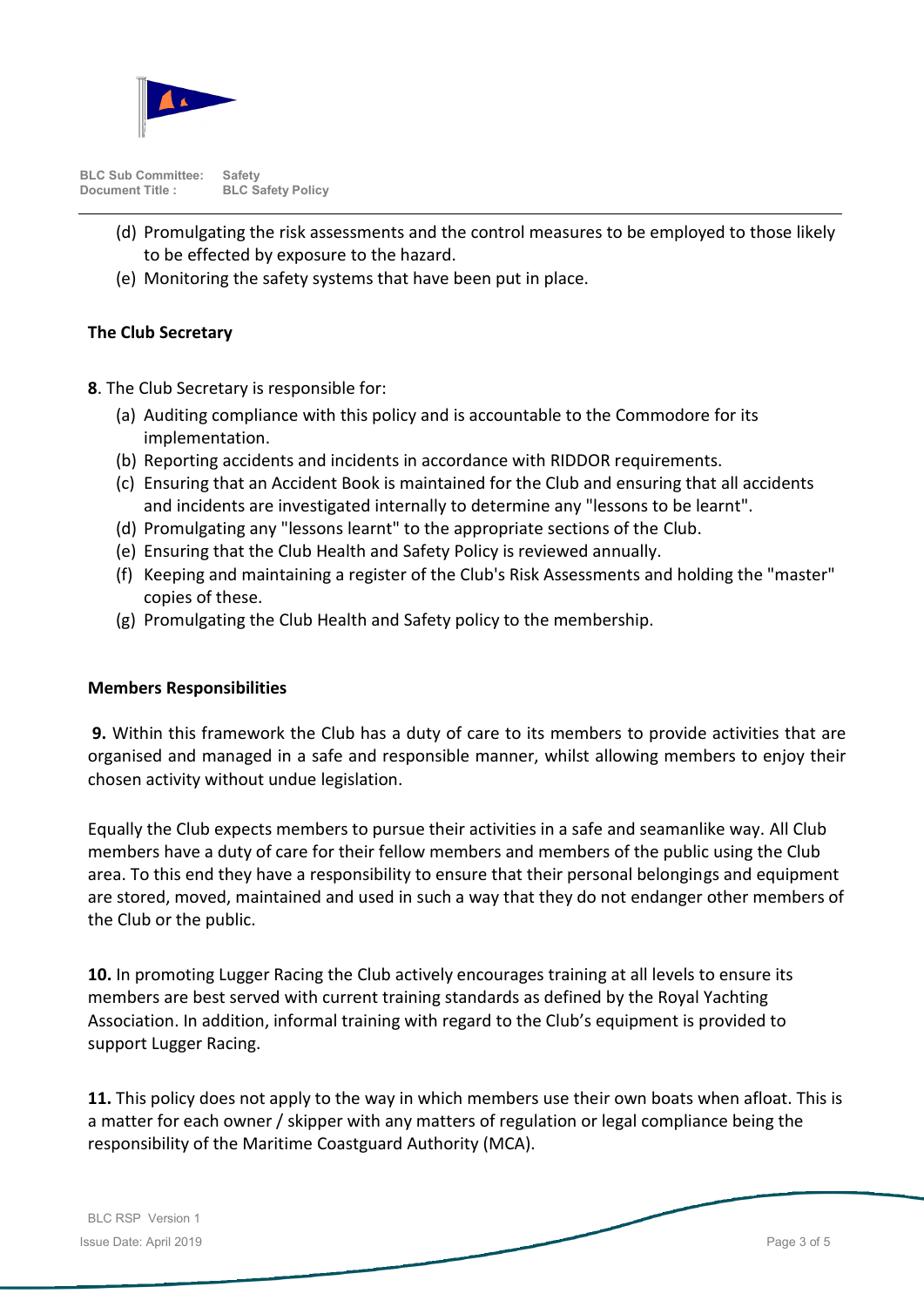(d) Promulgating the risk assessments and the control measures to be employed to those likely to be effected by exposure to the hazard.

(e) Monitoring the safety systems that have been put in place.

**The Club Secretary**

**8**. The Club Secretary is responsible for:

(a) Auditing compliance with this policy and is accountable to the Commodore for its implementation.

(b) Reporting accidents and incidents in accordance with RIDDOR requirements.

(c) Ensuring that an Accident Book is maintained for the Club and ensuring that all accidents and incidents are investigated internally to determine any "lessons to be learnt".

(d) Promulgating any "lessons learnt" to the appropriate sections of the Club.

(e) Ensuring that the Club Health and Safety Policy is reviewed annually.

(f) Keeping and maintaining a register of the Club's Risk Assessments and holding the "master" copies of these.

(g) Promulgating the Club Health and Safety policy to the membership.

**Members Responsibilities**

**9.** Within this framework the Club has a duty of care to its members to provide activities that are organised and managed in a safe and responsible manner, whilst allowing members to enjoy their chosen activity without undue legislation.

Equally the Club expects members to pursue their activities in a safe and seamanlike way. All Club members have a duty of care for their fellow members and members of the public using the Club area. To this end they have a responsibility to ensure that their personal belongings and equipment are stored, moved, maintained and used in such a way that they do not endanger other members of the Club or the public.

**10.** In promoting Lugger Racing the Club actively encourages training at all levels to ensure its members are best served with current training standards as defined by the Royal Yachting Association. In addition, informal training with regard to the Club's equipment is provided to support Lugger Racing.

**11.** This policy does not apply to the way in which members use their own boats when afloat. This is a matter for each owner / skipper with any matters of regulation or legal compliance being the responsibility of the Maritime Coastguard Authority (MCA).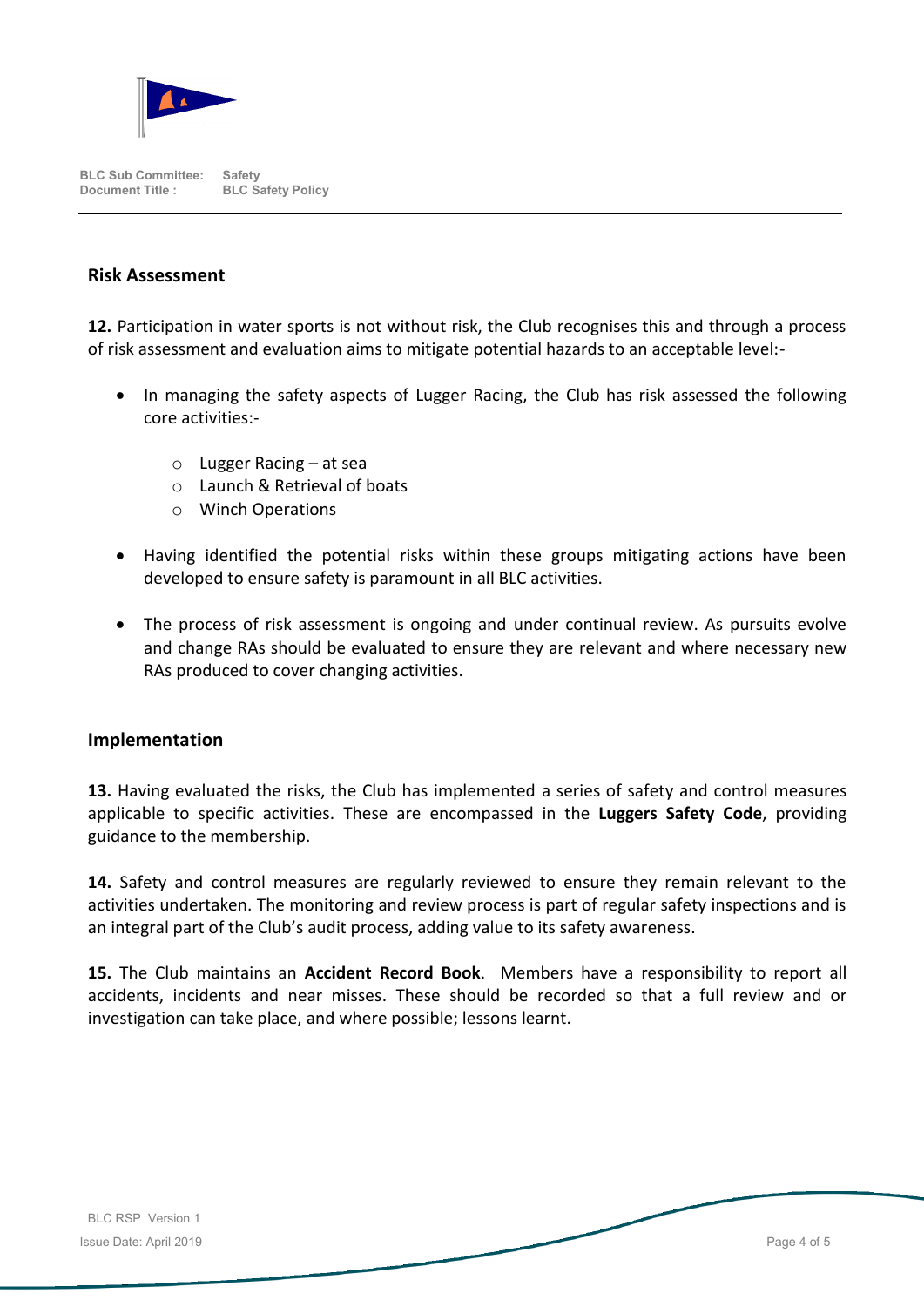## Risk Assessment

**12.** Participation in water sports is not without risk, the Club recognises this and through a process of risk assessment and evaluation aims to mitigate potential hazards to an acceptable level:-

- In managing the safety aspects of Lugger Racing, the Club has risk assessed the following core activities:-
  - Lugger Racing – at sea
  - Launch & Retrieval of boats
  - Winch Operations
- Having identified the potential risks within these groups mitigating actions have been developed to ensure safety is paramount in all BLC activities.
- The process of risk assessment is ongoing and under continual review. As pursuits evolve and change RAs should be evaluated to ensure they are relevant and where necessary new RAs produced to cover changing activities.

## Implementation

**13.** Having evaluated the risks, the Club has implemented a series of safety and control measures applicable to specific activities. These are encompassed in the **Luggers Safety Code**, providing guidance to the membership.

**14.** Safety and control measures are regularly reviewed to ensure they remain relevant to the activities undertaken. The monitoring and review process is part of regular safety inspections and is an integral part of the Club's audit process, adding value to its safety awareness.

**15.** The Club maintains an **Accident Record Book**. Members have a responsibility to report all accidents, incidents and near misses. These should be recorded so that a full review and or investigation can take place, and where possible; lessons learnt.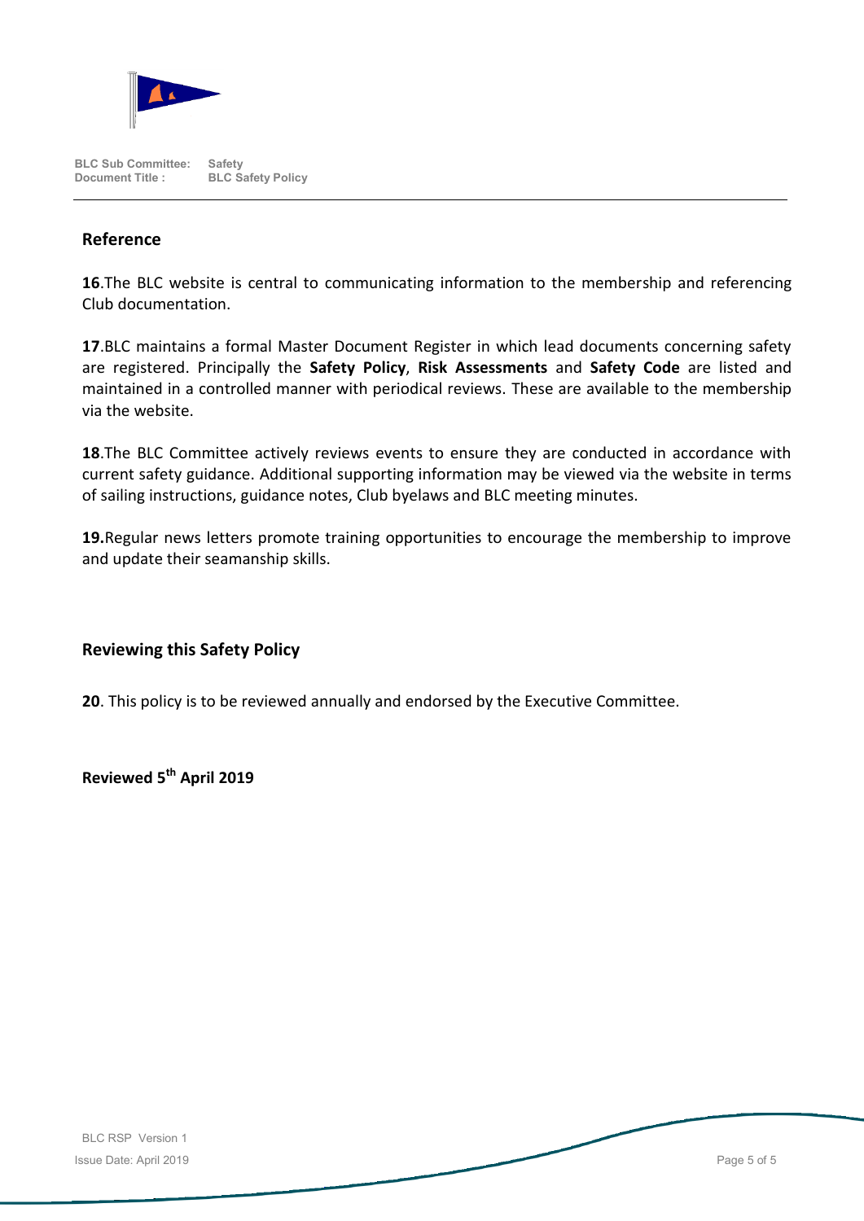## Reference

**16**.The BLC website is central to communicating information to the membership and referencing Club documentation.

**17**.BLC maintains a formal Master Document Register in which lead documents concerning safety are registered. Principally the **Safety Policy**, **Risk Assessments** and **Safety Code** are listed and maintained in a controlled manner with periodical reviews. These are available to the membership via the website.

**18**.The BLC Committee actively reviews events to ensure they are conducted in accordance with current safety guidance. Additional supporting information may be viewed via the website in terms of sailing instructions, guidance notes, Club byelaws and BLC meeting minutes.

**19.**Regular news letters promote training opportunities to encourage the membership to improve and update their seamanship skills.

## Reviewing this Safety Policy

**20**. This policy is to be reviewed annually and endorsed by the Executive Committee.

**Reviewed 5th April 2019**